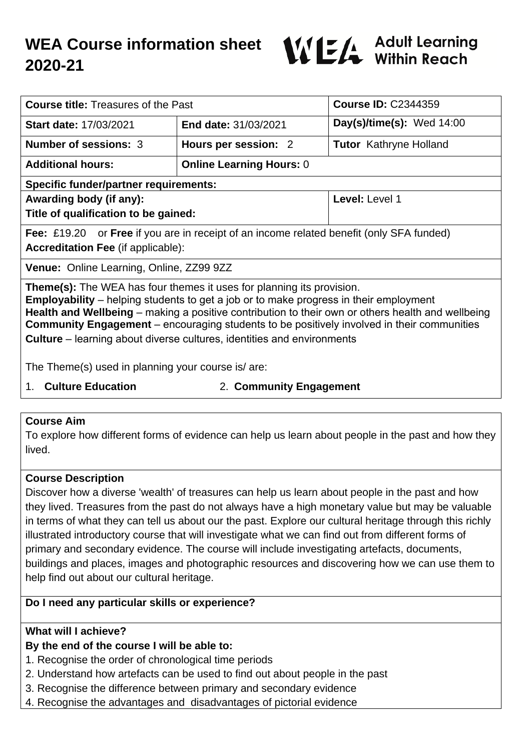# WEA Course information sheet 2020-21

WEA Adult Learning Within Reach

| **Course title:** Treasures of the Past | | **Course ID:** C2344359 |
|---|---|---|
| **Start date:** 17/03/2021 | **End date:** 31/03/2021 | **Day(s)/time(s):** Wed 14:00 |
| **Number of sessions:** 3 | **Hours per session:** 2 | **Tutor** Kathryne Holland |
| **Additional hours:** | **Online Learning Hours:** 0 | |
| **Specific funder/partner requirements:** | | |
| **Awarding body (if any):**<br>**Title of qualification to be gained:** | | **Level:** Level 1 |
| **Fee:** £19.20 or **Free** if you are in receipt of an income related benefit (only SFA funded)<br>**Accreditation Fee** (if applicable): | | |
| **Venue:** Online Learning, Online, ZZ99 9ZZ | | |

**Theme(s):** The WEA has four themes it uses for planning its provision.
**Employability** – helping students to get a job or to make progress in their employment
**Health and Wellbeing** – making a positive contribution to their own or others health and wellbeing
**Community Engagement** – encouraging students to be positively involved in their communities
**Culture** – learning about diverse cultures, identities and environments

The Theme(s) used in planning your course is/ are:

1. **Culture Education**
2. **Community Engagement**

### Course Aim

To explore how different forms of evidence can help us learn about people in the past and how they lived.

### Course Description

Discover how a diverse 'wealth' of treasures can help us learn about people in the past and how they lived. Treasures from the past do not always have a high monetary value but may be valuable in terms of what they can tell us about our the past. Explore our cultural heritage through this richly illustrated introductory course that will investigate what we can find out from different forms of primary and secondary evidence. The course will include investigating artefacts, documents, buildings and places, images and photographic resources and discovering how we can use them to help find out about our cultural heritage.

### Do I need any particular skills or experience?

### What will I achieve?

**By the end of the course I will be able to:**

1. Recognise the order of chronological time periods
2. Understand how artefacts can be used to find out about people in the past
3. Recognise the difference between primary and secondary evidence
4. Recognise the advantages and disadvantages of pictorial evidence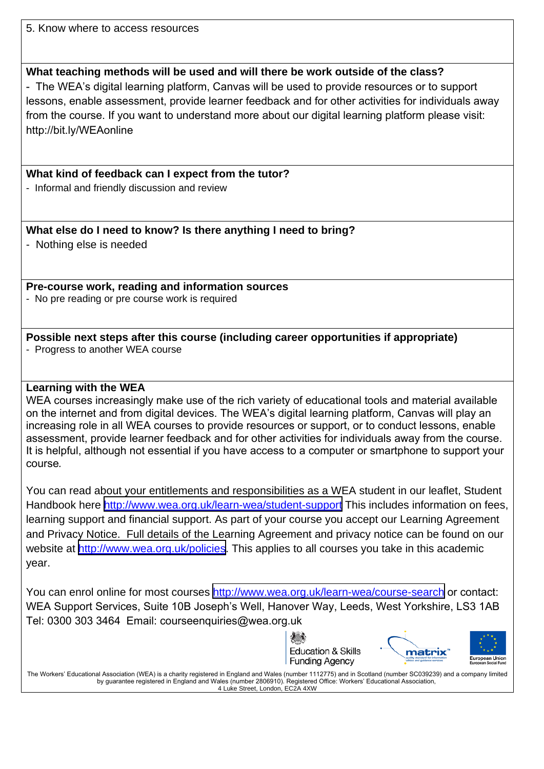5. Know where to access resources

**What teaching methods will be used and will there be work outside of the class?**

- The WEA's digital learning platform, Canvas will be used to provide resources or to support lessons, enable assessment, provide learner feedback and for other activities for individuals away from the course. If you want to understand more about our digital learning platform please visit: http://bit.ly/WEAonline

**What kind of feedback can I expect from the tutor?**

- Informal and friendly discussion and review

**What else do I need to know? Is there anything I need to bring?**

- Nothing else is needed

**Pre-course work, reading and information sources**

- No pre reading or pre course work is required

**Possible next steps after this course (including career opportunities if appropriate)**

- Progress to another WEA course

**Learning with the WEA**

WEA courses increasingly make use of the rich variety of educational tools and material available on the internet and from digital devices. The WEA's digital learning platform, Canvas will play an increasing role in all WEA courses to provide resources or support, or to conduct lessons, enable assessment, provide learner feedback and for other activities for individuals away from the course. It is helpful, although not essential if you have access to a computer or smartphone to support your course.

You can read about your entitlements and responsibilities as a WEA student in our leaflet, Student Handbook here http://www.wea.org.uk/learn-wea/student-support This includes information on fees, learning support and financial support. As part of your course you accept our Learning Agreement and Privacy Notice. Full details of the Learning Agreement and privacy notice can be found on our website at http://www.wea.org.uk/policies. This applies to all courses you take in this academic year.

You can enrol online for most courses http://www.wea.org.uk/learn-wea/course-search or contact: WEA Support Services, Suite 10B Joseph's Well, Hanover Way, Leeds, West Yorkshire, LS3 1AB Tel: 0300 303 3464 Email: courseenquiries@wea.org.uk

Education & Skills Funding Agency

matrix

European Union European Social Fund

The Workers' Educational Association (WEA) is a charity registered in England and Wales (number 1112775) and in Scotland (number SC039239) and a company limited by guarantee registered in England and Wales (number 2806910). Registered Office: Workers' Educational Association, 4 Luke Street, London, EC2A 4XW